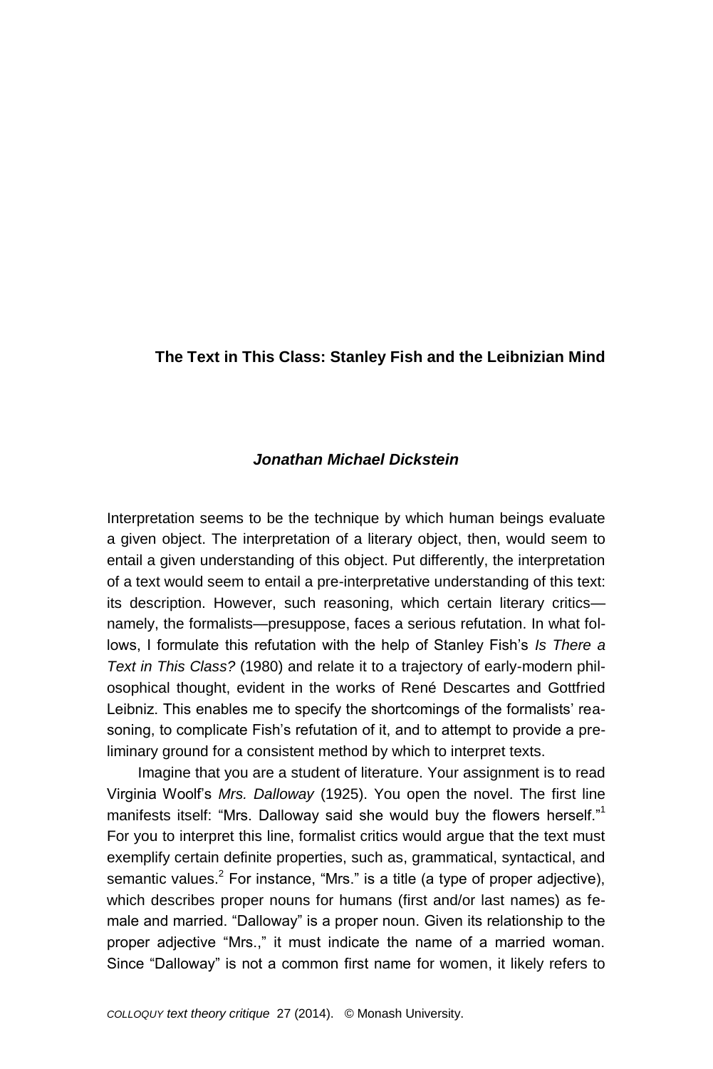# The Text in This Class: Stanley Fish and the Leibnizian Mind

***Jonathan Michael Dickstein***

Interpretation seems to be the technique by which human beings evaluate a given object. The interpretation of a literary object, then, would seem to entail a given understanding of this object. Put differently, the interpretation of a text would seem to entail a pre-interpretative understanding of this text: its description. However, such reasoning, which certain literary critics—namely, the formalists—presuppose, faces a serious refutation. In what follows, I formulate this refutation with the help of Stanley Fish's *Is There a Text in This Class?* (1980) and relate it to a trajectory of early-modern philosophical thought, evident in the works of René Descartes and Gottfried Leibniz. This enables me to specify the shortcomings of the formalists' reasoning, to complicate Fish's refutation of it, and to attempt to provide a preliminary ground for a consistent method by which to interpret texts.

Imagine that you are a student of literature. Your assignment is to read Virginia Woolf's *Mrs. Dalloway* (1925). You open the novel. The first line manifests itself: "Mrs. Dalloway said she would buy the flowers herself."[1] For you to interpret this line, formalist critics would argue that the text must exemplify certain definite properties, such as, grammatical, syntactical, and semantic values.[2] For instance, "Mrs." is a title (a type of proper adjective), which describes proper nouns for humans (first and/or last names) as female and married. "Dalloway" is a proper noun. Given its relationship to the proper adjective "Mrs.," it must indicate the name of a married woman. Since "Dalloway" is not a common first name for women, it likely refers to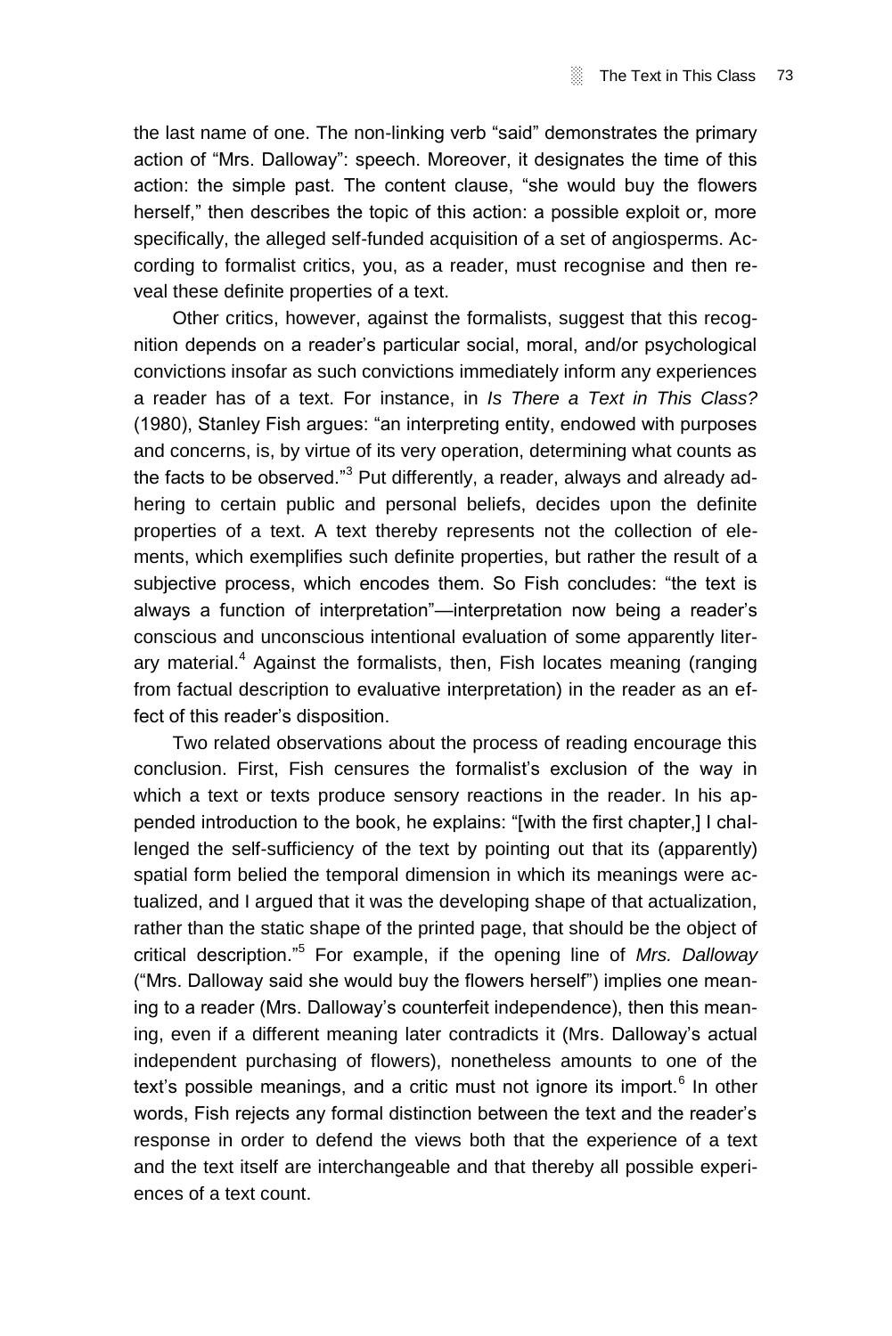the last name of one. The non-linking verb "said" demonstrates the primary action of "Mrs. Dalloway": speech. Moreover, it designates the time of this action: the simple past. The content clause, "she would buy the flowers herself," then describes the topic of this action: a possible exploit or, more specifically, the alleged self-funded acquisition of a set of angiosperms. According to formalist critics, you, as a reader, must recognise and then reveal these definite properties of a text.

Other critics, however, against the formalists, suggest that this recognition depends on a reader's particular social, moral, and/or psychological convictions insofar as such convictions immediately inform any experiences a reader has of a text. For instance, in *Is There a Text in This Class?* (1980), Stanley Fish argues: "an interpreting entity, endowed with purposes and concerns, is, by virtue of its very operation, determining what counts as the facts to be observed."[3] Put differently, a reader, always and already adhering to certain public and personal beliefs, decides upon the definite properties of a text. A text thereby represents not the collection of elements, which exemplifies such definite properties, but rather the result of a subjective process, which encodes them. So Fish concludes: "the text is always a function of interpretation"—interpretation now being a reader's conscious and unconscious intentional evaluation of some apparently literary material.[4] Against the formalists, then, Fish locates meaning (ranging from factual description to evaluative interpretation) in the reader as an effect of this reader's disposition.

Two related observations about the process of reading encourage this conclusion. First, Fish censures the formalist's exclusion of the way in which a text or texts produce sensory reactions in the reader. In his appended introduction to the book, he explains: "[with the first chapter,] I challenged the self-sufficiency of the text by pointing out that its (apparently) spatial form belied the temporal dimension in which its meanings were actualized, and I argued that it was the developing shape of that actualization, rather than the static shape of the printed page, that should be the object of critical description."[5] For example, if the opening line of *Mrs. Dalloway* ("Mrs. Dalloway said she would buy the flowers herself") implies one meaning to a reader (Mrs. Dalloway's counterfeit independence), then this meaning, even if a different meaning later contradicts it (Mrs. Dalloway's actual independent purchasing of flowers), nonetheless amounts to one of the text's possible meanings, and a critic must not ignore its import.[6] In other words, Fish rejects any formal distinction between the text and the reader's response in order to defend the views both that the experience of a text and the text itself are interchangeable and that thereby all possible experiences of a text count.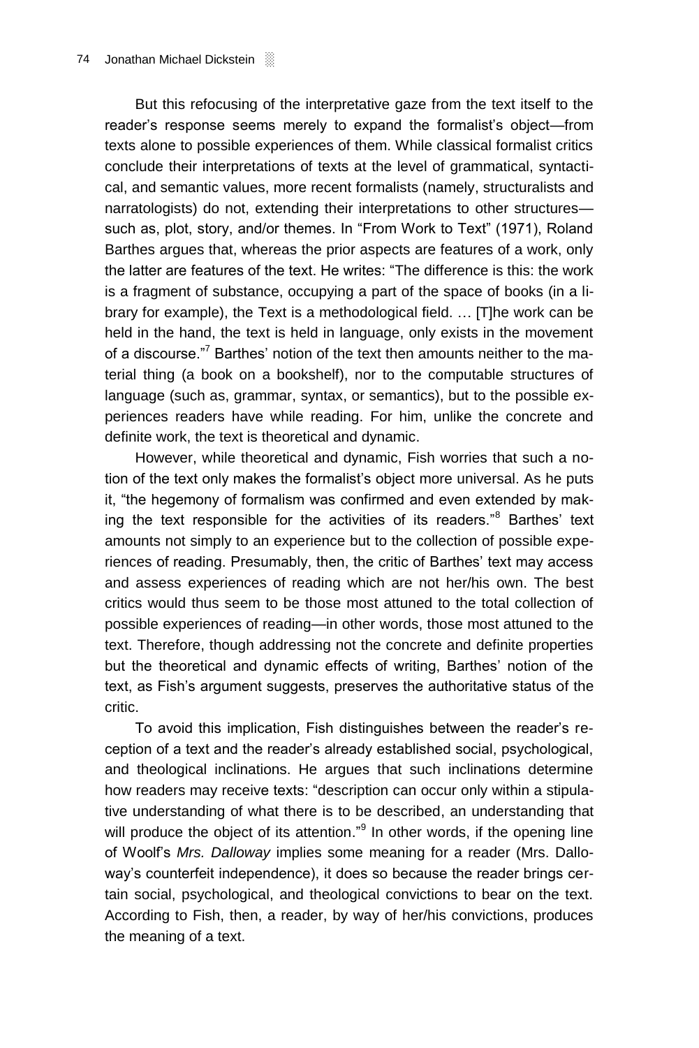But this refocusing of the interpretative gaze from the text itself to the reader's response seems merely to expand the formalist's object—from texts alone to possible experiences of them. While classical formalist critics conclude their interpretations of texts at the level of grammatical, syntactical, and semantic values, more recent formalists (namely, structuralists and narratologists) do not, extending their interpretations to other structures—such as, plot, story, and/or themes. In "From Work to Text" (1971), Roland Barthes argues that, whereas the prior aspects are features of a work, only the latter are features of the text. He writes: "The difference is this: the work is a fragment of substance, occupying a part of the space of books (in a library for example), the Text is a methodological field. … [T]he work can be held in the hand, the text is held in language, only exists in the movement of a discourse."[7] Barthes' notion of the text then amounts neither to the material thing (a book on a bookshelf), nor to the computable structures of language (such as, grammar, syntax, or semantics), but to the possible experiences readers have while reading. For him, unlike the concrete and definite work, the text is theoretical and dynamic.

However, while theoretical and dynamic, Fish worries that such a notion of the text only makes the formalist's object more universal. As he puts it, "the hegemony of formalism was confirmed and even extended by making the text responsible for the activities of its readers."[8] Barthes' text amounts not simply to an experience but to the collection of possible experiences of reading. Presumably, then, the critic of Barthes' text may access and assess experiences of reading which are not her/his own. The best critics would thus seem to be those most attuned to the total collection of possible experiences of reading—in other words, those most attuned to the text. Therefore, though addressing not the concrete and definite properties but the theoretical and dynamic effects of writing, Barthes' notion of the text, as Fish's argument suggests, preserves the authoritative status of the critic.

To avoid this implication, Fish distinguishes between the reader's reception of a text and the reader's already established social, psychological, and theological inclinations. He argues that such inclinations determine how readers may receive texts: "description can occur only within a stipulative understanding of what there is to be described, an understanding that will produce the object of its attention."[9] In other words, if the opening line of Woolf's *Mrs. Dalloway* implies some meaning for a reader (Mrs. Dalloway's counterfeit independence), it does so because the reader brings certain social, psychological, and theological convictions to bear on the text. According to Fish, then, a reader, by way of her/his convictions, produces the meaning of a text.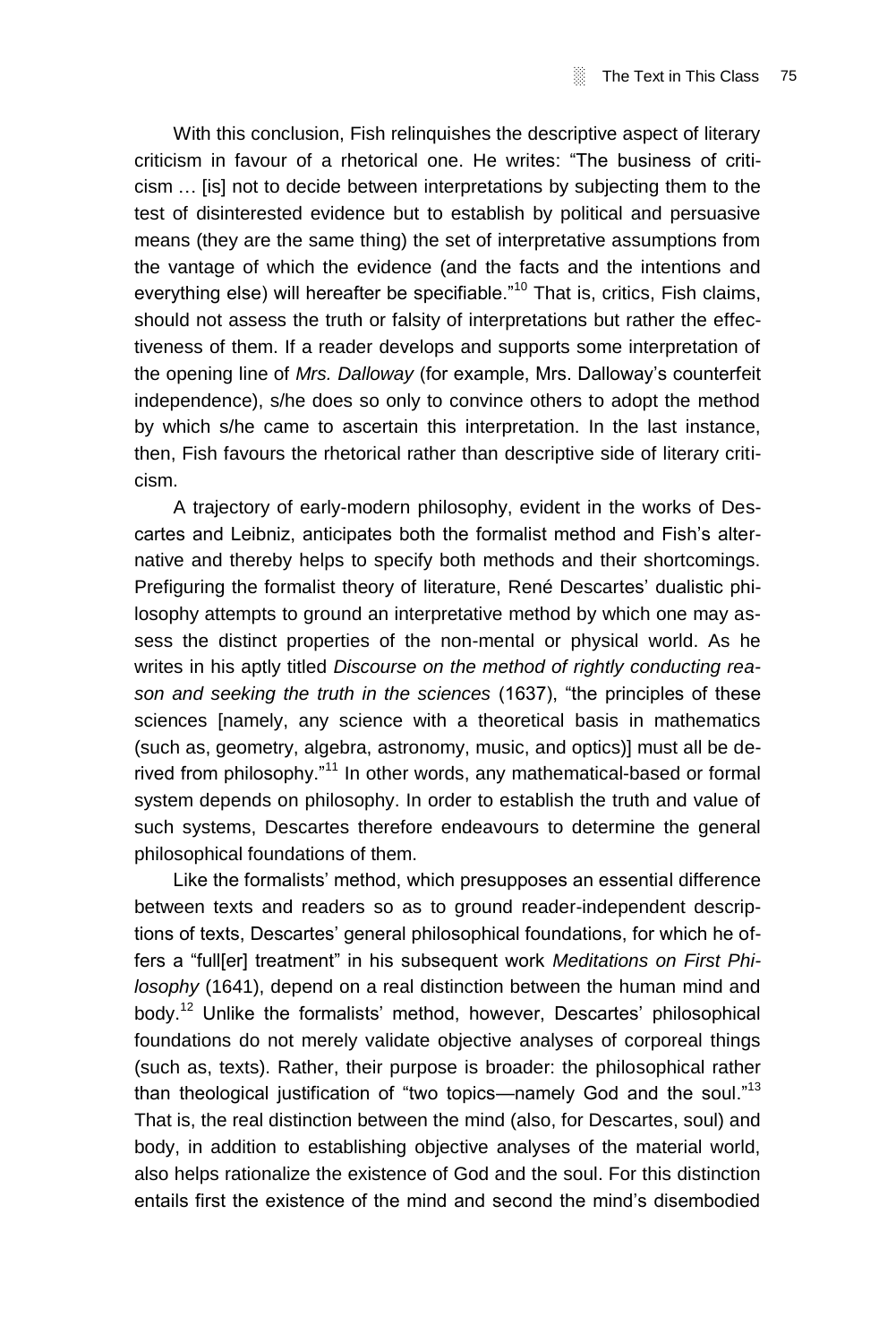With this conclusion, Fish relinquishes the descriptive aspect of literary criticism in favour of a rhetorical one. He writes: "The business of criticism … [is] not to decide between interpretations by subjecting them to the test of disinterested evidence but to establish by political and persuasive means (they are the same thing) the set of interpretative assumptions from the vantage of which the evidence (and the facts and the intentions and everything else) will hereafter be specifiable."[10] That is, critics, Fish claims, should not assess the truth or falsity of interpretations but rather the effectiveness of them. If a reader develops and supports some interpretation of the opening line of *Mrs. Dalloway* (for example, Mrs. Dalloway's counterfeit independence), s/he does so only to convince others to adopt the method by which s/he came to ascertain this interpretation. In the last instance, then, Fish favours the rhetorical rather than descriptive side of literary criticism.

A trajectory of early-modern philosophy, evident in the works of Descartes and Leibniz, anticipates both the formalist method and Fish's alternative and thereby helps to specify both methods and their shortcomings. Prefiguring the formalist theory of literature, René Descartes' dualistic philosophy attempts to ground an interpretative method by which one may assess the distinct properties of the non-mental or physical world. As he writes in his aptly titled *Discourse on the method of rightly conducting reason and seeking the truth in the sciences* (1637), "the principles of these sciences [namely, any science with a theoretical basis in mathematics (such as, geometry, algebra, astronomy, music, and optics)] must all be derived from philosophy."[11] In other words, any mathematical-based or formal system depends on philosophy. In order to establish the truth and value of such systems, Descartes therefore endeavours to determine the general philosophical foundations of them.

Like the formalists' method, which presupposes an essential difference between texts and readers so as to ground reader-independent descriptions of texts, Descartes' general philosophical foundations, for which he offers a "full[er] treatment" in his subsequent work *Meditations on First Philosophy* (1641), depend on a real distinction between the human mind and body.[12] Unlike the formalists' method, however, Descartes' philosophical foundations do not merely validate objective analyses of corporeal things (such as, texts). Rather, their purpose is broader: the philosophical rather than theological justification of "two topics—namely God and the soul."[13] That is, the real distinction between the mind (also, for Descartes, soul) and body, in addition to establishing objective analyses of the material world, also helps rationalize the existence of God and the soul. For this distinction entails first the existence of the mind and second the mind's disembodied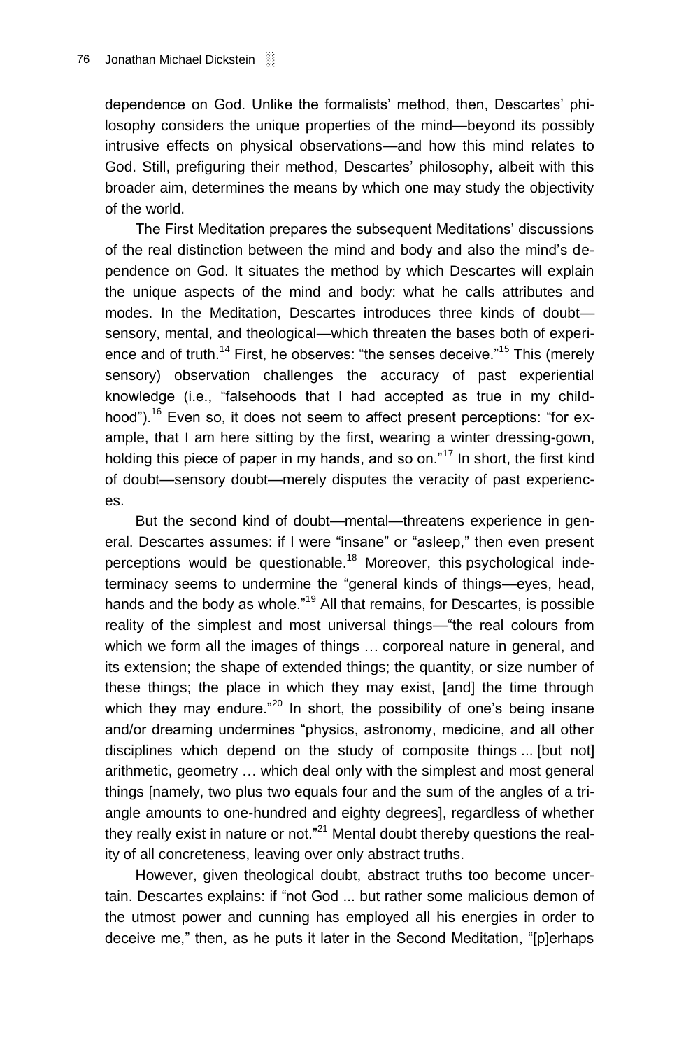dependence on God. Unlike the formalists' method, then, Descartes' philosophy considers the unique properties of the mind—beyond its possibly intrusive effects on physical observations—and how this mind relates to God. Still, prefiguring their method, Descartes' philosophy, albeit with this broader aim, determines the means by which one may study the objectivity of the world.

The First Meditation prepares the subsequent Meditations' discussions of the real distinction between the mind and body and also the mind's dependence on God. It situates the method by which Descartes will explain the unique aspects of the mind and body: what he calls attributes and modes. In the Meditation, Descartes introduces three kinds of doubt—sensory, mental, and theological—which threaten the bases both of experience and of truth.[14] First, he observes: "the senses deceive."[15] This (merely sensory) observation challenges the accuracy of past experiential knowledge (i.e., "falsehoods that I had accepted as true in my childhood").[16] Even so, it does not seem to affect present perceptions: "for example, that I am here sitting by the first, wearing a winter dressing-gown, holding this piece of paper in my hands, and so on."[17] In short, the first kind of doubt—sensory doubt—merely disputes the veracity of past experiences.

But the second kind of doubt—mental—threatens experience in general. Descartes assumes: if I were "insane" or "asleep," then even present perceptions would be questionable.[18] Moreover, this psychological indeterminacy seems to undermine the "general kinds of things—eyes, head, hands and the body as whole."[19] All that remains, for Descartes, is possible reality of the simplest and most universal things—"the real colours from which we form all the images of things … corporeal nature in general, and its extension; the shape of extended things; the quantity, or size number of these things; the place in which they may exist, [and] the time through which they may endure."[20] In short, the possibility of one's being insane and/or dreaming undermines "physics, astronomy, medicine, and all other disciplines which depend on the study of composite things ... [but not] arithmetic, geometry … which deal only with the simplest and most general things [namely, two plus two equals four and the sum of the angles of a triangle amounts to one-hundred and eighty degrees], regardless of whether they really exist in nature or not."[21] Mental doubt thereby questions the reality of all concreteness, leaving over only abstract truths.

However, given theological doubt, abstract truths too become uncertain. Descartes explains: if "not God ... but rather some malicious demon of the utmost power and cunning has employed all his energies in order to deceive me," then, as he puts it later in the Second Meditation, "[p]erhaps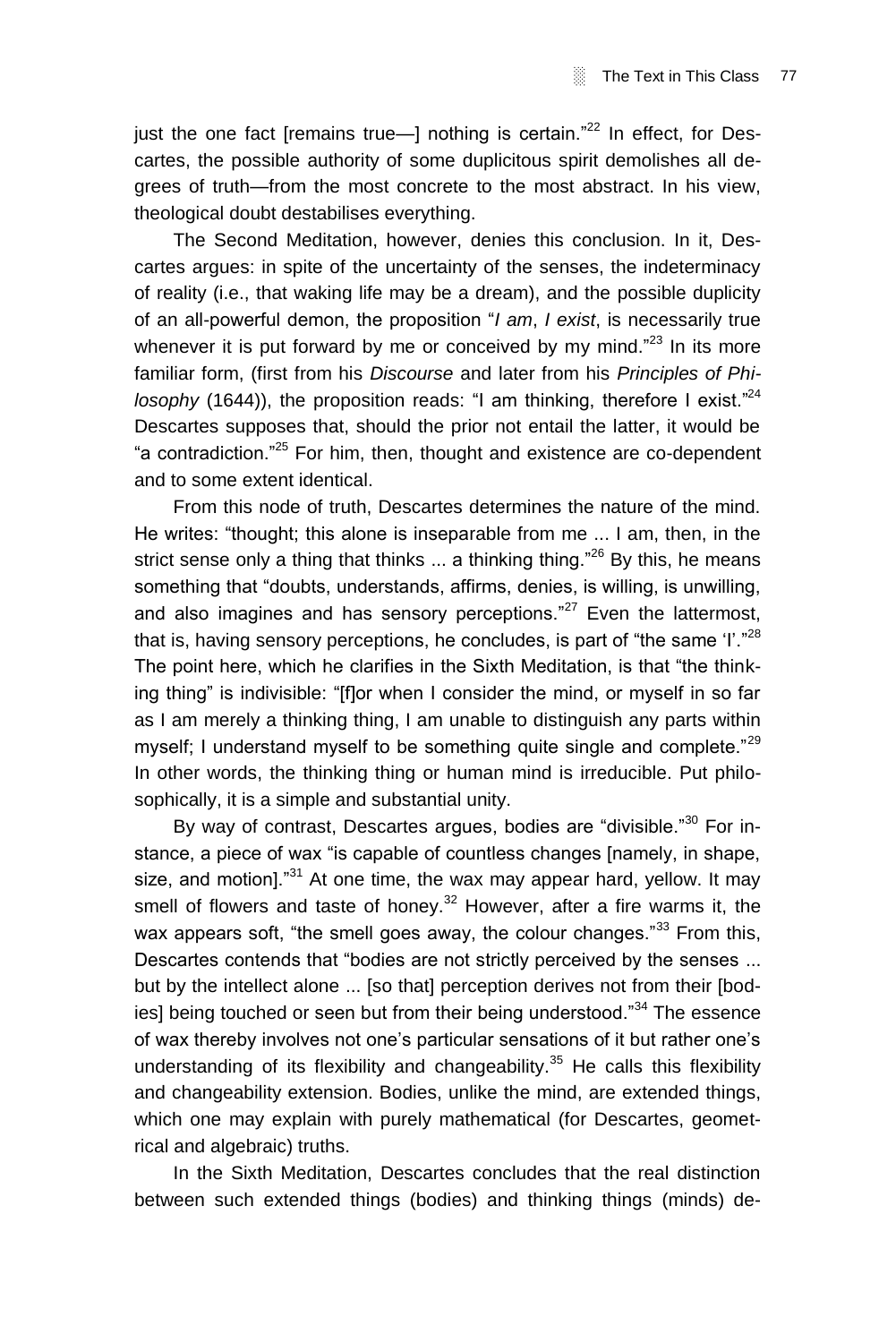just the one fact [remains true—] nothing is certain."[22] In effect, for Descartes, the possible authority of some duplicitous spirit demolishes all degrees of truth—from the most concrete to the most abstract. In his view, theological doubt destabilises everything.

The Second Meditation, however, denies this conclusion. In it, Descartes argues: in spite of the uncertainty of the senses, the indeterminacy of reality (i.e., that waking life may be a dream), and the possible duplicity of an all-powerful demon, the proposition "*I am*, *I exist*, is necessarily true whenever it is put forward by me or conceived by my mind."[23] In its more familiar form, (first from his *Discourse* and later from his *Principles of Philosophy* (1644)), the proposition reads: "I am thinking, therefore I exist."[24] Descartes supposes that, should the prior not entail the latter, it would be "a contradiction."[25] For him, then, thought and existence are co-dependent and to some extent identical.

From this node of truth, Descartes determines the nature of the mind. He writes: "thought; this alone is inseparable from me ... I am, then, in the strict sense only a thing that thinks ... a thinking thing."[26] By this, he means something that "doubts, understands, affirms, denies, is willing, is unwilling, and also imagines and has sensory perceptions."[27] Even the lattermost, that is, having sensory perceptions, he concludes, is part of "the same 'I'."[28] The point here, which he clarifies in the Sixth Meditation, is that "the thinking thing" is indivisible: "[f]or when I consider the mind, or myself in so far as I am merely a thinking thing, I am unable to distinguish any parts within myself; I understand myself to be something quite single and complete."[29] In other words, the thinking thing or human mind is irreducible. Put philosophically, it is a simple and substantial unity.

By way of contrast, Descartes argues, bodies are "divisible."[30] For instance, a piece of wax "is capable of countless changes [namely, in shape, size, and motion]."[31] At one time, the wax may appear hard, yellow. It may smell of flowers and taste of honey.[32] However, after a fire warms it, the wax appears soft, "the smell goes away, the colour changes."[33] From this, Descartes contends that "bodies are not strictly perceived by the senses ... but by the intellect alone ... [so that] perception derives not from their [bodies] being touched or seen but from their being understood."[34] The essence of wax thereby involves not one's particular sensations of it but rather one's understanding of its flexibility and changeability.[35] He calls this flexibility and changeability extension. Bodies, unlike the mind, are extended things, which one may explain with purely mathematical (for Descartes, geometrical and algebraic) truths.

In the Sixth Meditation, Descartes concludes that the real distinction between such extended things (bodies) and thinking things (minds) de-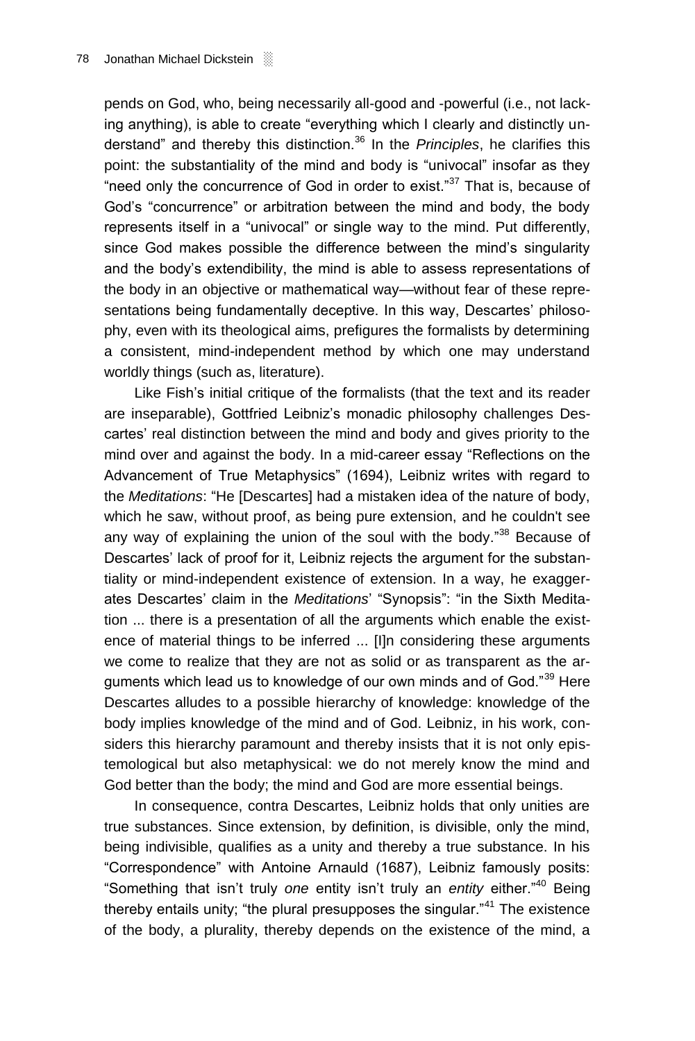pends on God, who, being necessarily all-good and -powerful (i.e., not lacking anything), is able to create "everything which I clearly and distinctly understand" and thereby this distinction.[36] In the *Principles*, he clarifies this point: the substantiality of the mind and body is "univocal" insofar as they "need only the concurrence of God in order to exist."[37] That is, because of God's "concurrence" or arbitration between the mind and body, the body represents itself in a "univocal" or single way to the mind. Put differently, since God makes possible the difference between the mind's singularity and the body's extendibility, the mind is able to assess representations of the body in an objective or mathematical way—without fear of these representations being fundamentally deceptive. In this way, Descartes' philosophy, even with its theological aims, prefigures the formalists by determining a consistent, mind-independent method by which one may understand worldly things (such as, literature).

Like Fish's initial critique of the formalists (that the text and its reader are inseparable), Gottfried Leibniz's monadic philosophy challenges Descartes' real distinction between the mind and body and gives priority to the mind over and against the body. In a mid-career essay "Reflections on the Advancement of True Metaphysics" (1694), Leibniz writes with regard to the *Meditations*: "He [Descartes] had a mistaken idea of the nature of body, which he saw, without proof, as being pure extension, and he couldn't see any way of explaining the union of the soul with the body."[38] Because of Descartes' lack of proof for it, Leibniz rejects the argument for the substantiality or mind-independent existence of extension. In a way, he exaggerates Descartes' claim in the *Meditations*' "Synopsis": "in the Sixth Meditation ... there is a presentation of all the arguments which enable the existence of material things to be inferred ... [I]n considering these arguments we come to realize that they are not as solid or as transparent as the arguments which lead us to knowledge of our own minds and of God."[39] Here Descartes alludes to a possible hierarchy of knowledge: knowledge of the body implies knowledge of the mind and of God. Leibniz, in his work, considers this hierarchy paramount and thereby insists that it is not only epistemological but also metaphysical: we do not merely know the mind and God better than the body; the mind and God are more essential beings.

In consequence, contra Descartes, Leibniz holds that only unities are true substances. Since extension, by definition, is divisible, only the mind, being indivisible, qualifies as a unity and thereby a true substance. In his "Correspondence" with Antoine Arnauld (1687), Leibniz famously posits: "Something that isn't truly *one* entity isn't truly an *entity* either."[40] Being thereby entails unity; "the plural presupposes the singular."[41] The existence of the body, a plurality, thereby depends on the existence of the mind, a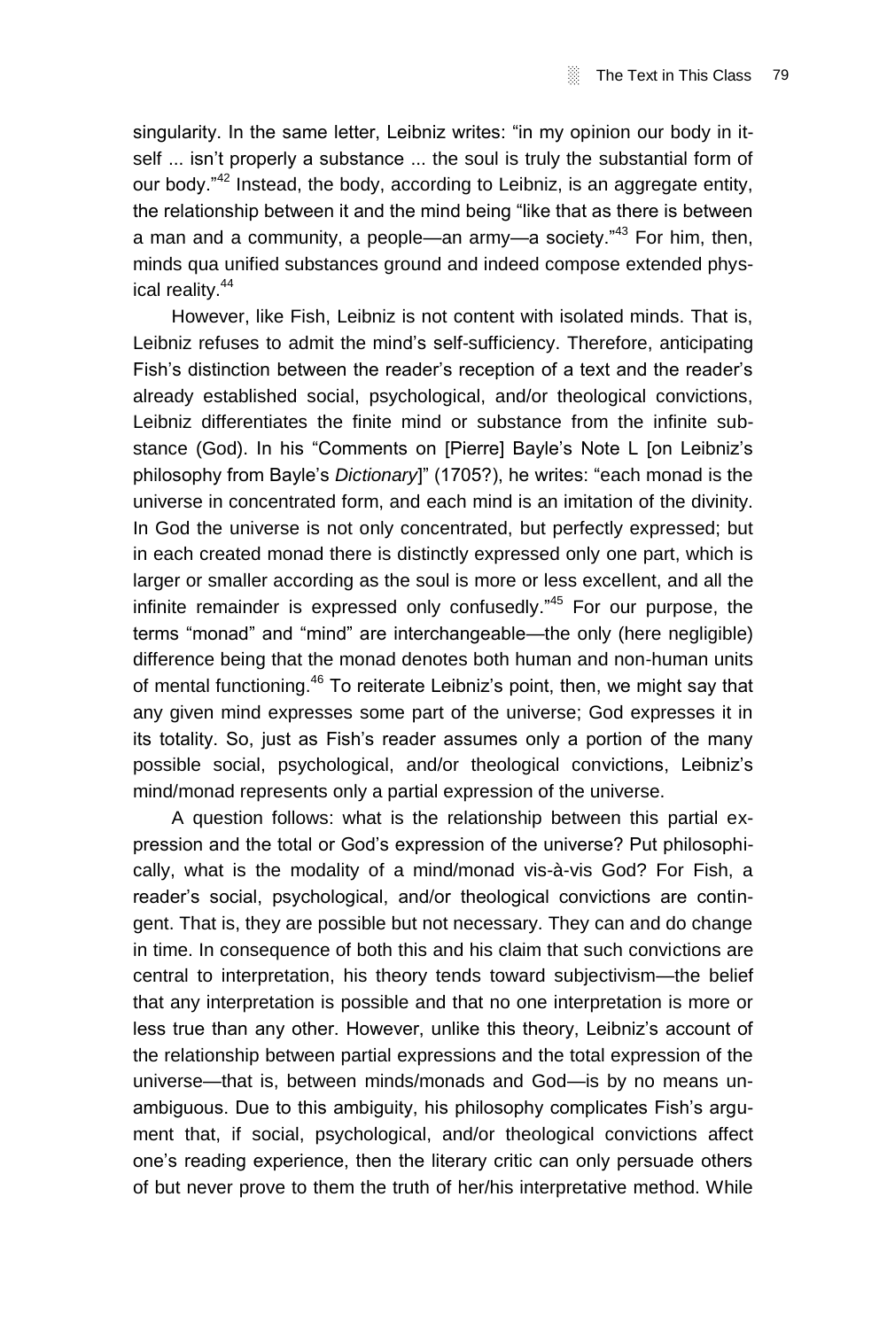singularity. In the same letter, Leibniz writes: "in my opinion our body in itself ... isn't properly a substance ... the soul is truly the substantial form of our body."[42] Instead, the body, according to Leibniz, is an aggregate entity, the relationship between it and the mind being "like that as there is between a man and a community, a people—an army—a society."[43] For him, then, minds qua unified substances ground and indeed compose extended physical reality.[44]

However, like Fish, Leibniz is not content with isolated minds. That is, Leibniz refuses to admit the mind's self-sufficiency. Therefore, anticipating Fish's distinction between the reader's reception of a text and the reader's already established social, psychological, and/or theological convictions, Leibniz differentiates the finite mind or substance from the infinite substance (God). In his "Comments on [Pierre] Bayle's Note L [on Leibniz's philosophy from Bayle's *Dictionary*]" (1705?), he writes: "each monad is the universe in concentrated form, and each mind is an imitation of the divinity. In God the universe is not only concentrated, but perfectly expressed; but in each created monad there is distinctly expressed only one part, which is larger or smaller according as the soul is more or less excellent, and all the infinite remainder is expressed only confusedly."[45] For our purpose, the terms "monad" and "mind" are interchangeable—the only (here negligible) difference being that the monad denotes both human and non-human units of mental functioning.[46] To reiterate Leibniz's point, then, we might say that any given mind expresses some part of the universe; God expresses it in its totality. So, just as Fish's reader assumes only a portion of the many possible social, psychological, and/or theological convictions, Leibniz's mind/monad represents only a partial expression of the universe.

A question follows: what is the relationship between this partial expression and the total or God's expression of the universe? Put philosophically, what is the modality of a mind/monad vis-à-vis God? For Fish, a reader's social, psychological, and/or theological convictions are contingent. That is, they are possible but not necessary. They can and do change in time. In consequence of both this and his claim that such convictions are central to interpretation, his theory tends toward subjectivism—the belief that any interpretation is possible and that no one interpretation is more or less true than any other. However, unlike this theory, Leibniz's account of the relationship between partial expressions and the total expression of the universe—that is, between minds/monads and God—is by no means unambiguous. Due to this ambiguity, his philosophy complicates Fish's argument that, if social, psychological, and/or theological convictions affect one's reading experience, then the literary critic can only persuade others of but never prove to them the truth of her/his interpretative method. While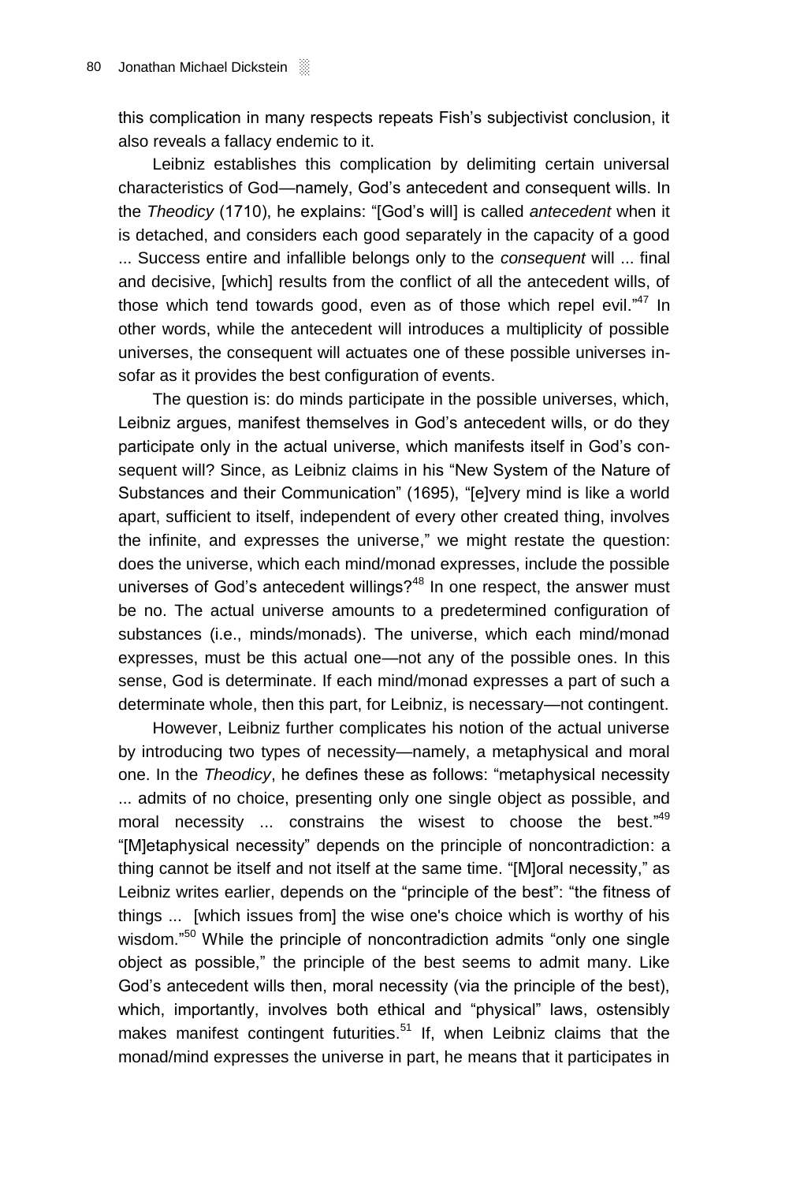this complication in many respects repeats Fish's subjectivist conclusion, it also reveals a fallacy endemic to it.

Leibniz establishes this complication by delimiting certain universal characteristics of God—namely, God's antecedent and consequent wills. In the *Theodicy* (1710), he explains: "[God's will] is called *antecedent* when it is detached, and considers each good separately in the capacity of a good ... Success entire and infallible belongs only to the *consequent* will ... final and decisive, [which] results from the conflict of all the antecedent wills, of those which tend towards good, even as of those which repel evil."[47] In other words, while the antecedent will introduces a multiplicity of possible universes, the consequent will actuates one of these possible universes insofar as it provides the best configuration of events.

The question is: do minds participate in the possible universes, which, Leibniz argues, manifest themselves in God's antecedent wills, or do they participate only in the actual universe, which manifests itself in God's consequent will? Since, as Leibniz claims in his "New System of the Nature of Substances and their Communication" (1695), "[e]very mind is like a world apart, sufficient to itself, independent of every other created thing, involves the infinite, and expresses the universe," we might restate the question: does the universe, which each mind/monad expresses, include the possible universes of God's antecedent willings?[48] In one respect, the answer must be no. The actual universe amounts to a predetermined configuration of substances (i.e., minds/monads). The universe, which each mind/monad expresses, must be this actual one—not any of the possible ones. In this sense, God is determinate. If each mind/monad expresses a part of such a determinate whole, then this part, for Leibniz, is necessary—not contingent.

However, Leibniz further complicates his notion of the actual universe by introducing two types of necessity—namely, a metaphysical and moral one. In the *Theodicy*, he defines these as follows: "metaphysical necessity ... admits of no choice, presenting only one single object as possible, and moral necessity ... constrains the wisest to choose the best."[49] "[M]etaphysical necessity" depends on the principle of noncontradiction: a thing cannot be itself and not itself at the same time. "[M]oral necessity," as Leibniz writes earlier, depends on the "principle of the best": "the fitness of things ... [which issues from] the wise one's choice which is worthy of his wisdom."[50] While the principle of noncontradiction admits "only one single object as possible," the principle of the best seems to admit many. Like God's antecedent wills then, moral necessity (via the principle of the best), which, importantly, involves both ethical and "physical" laws, ostensibly makes manifest contingent futurities.[51] If, when Leibniz claims that the monad/mind expresses the universe in part, he means that it participates in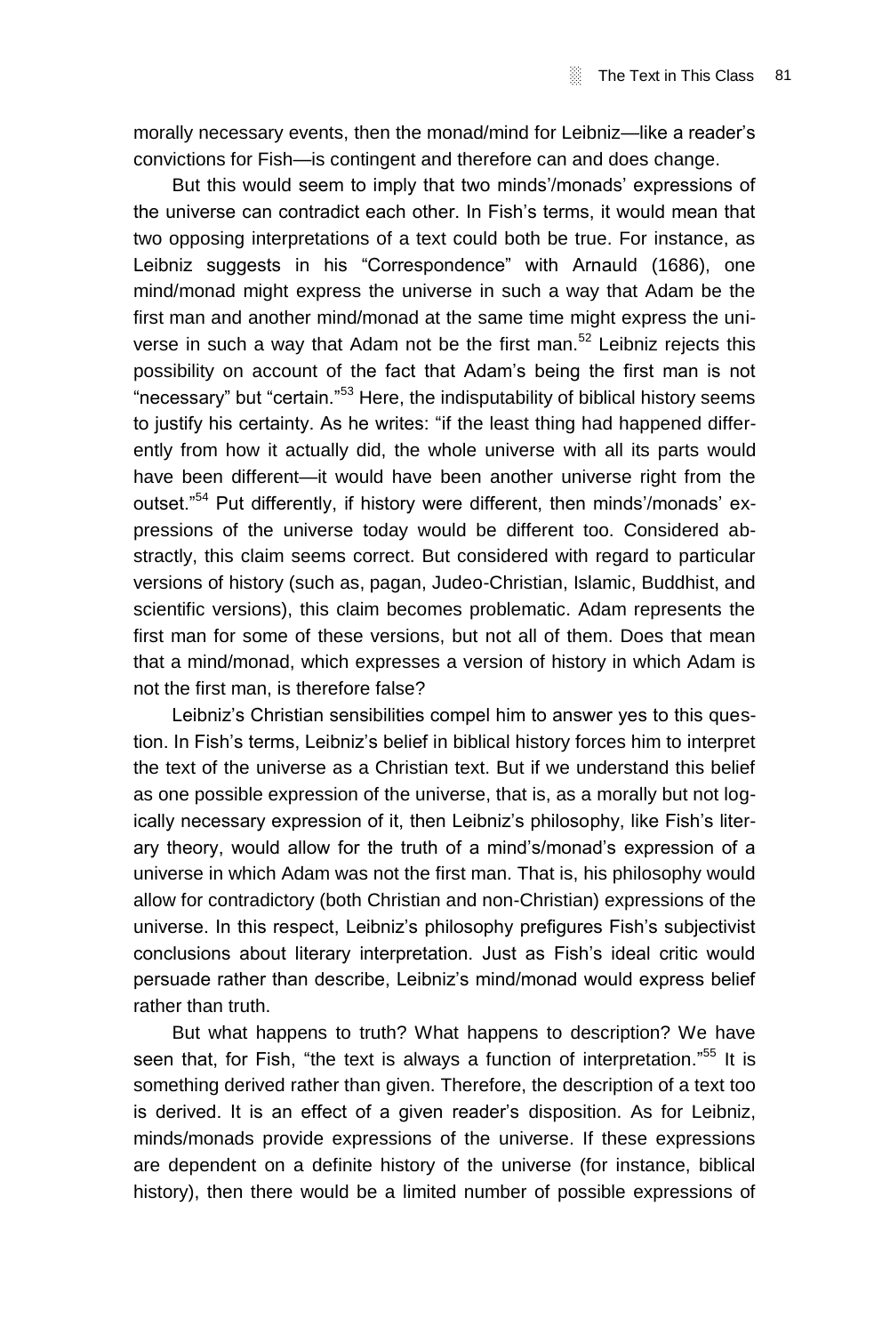morally necessary events, then the monad/mind for Leibniz—like a reader's convictions for Fish—is contingent and therefore can and does change.

But this would seem to imply that two minds'/monads' expressions of the universe can contradict each other. In Fish's terms, it would mean that two opposing interpretations of a text could both be true. For instance, as Leibniz suggests in his "Correspondence" with Arnauld (1686), one mind/monad might express the universe in such a way that Adam be the first man and another mind/monad at the same time might express the universe in such a way that Adam not be the first man.[52] Leibniz rejects this possibility on account of the fact that Adam's being the first man is not "necessary" but "certain."[53] Here, the indisputability of biblical history seems to justify his certainty. As he writes: "if the least thing had happened differently from how it actually did, the whole universe with all its parts would have been different—it would have been another universe right from the outset."[54] Put differently, if history were different, then minds'/monads' expressions of the universe today would be different too. Considered abstractly, this claim seems correct. But considered with regard to particular versions of history (such as, pagan, Judeo-Christian, Islamic, Buddhist, and scientific versions), this claim becomes problematic. Adam represents the first man for some of these versions, but not all of them. Does that mean that a mind/monad, which expresses a version of history in which Adam is not the first man, is therefore false?

Leibniz's Christian sensibilities compel him to answer yes to this question. In Fish's terms, Leibniz's belief in biblical history forces him to interpret the text of the universe as a Christian text. But if we understand this belief as one possible expression of the universe, that is, as a morally but not logically necessary expression of it, then Leibniz's philosophy, like Fish's literary theory, would allow for the truth of a mind's/monad's expression of a universe in which Adam was not the first man. That is, his philosophy would allow for contradictory (both Christian and non-Christian) expressions of the universe. In this respect, Leibniz's philosophy prefigures Fish's subjectivist conclusions about literary interpretation. Just as Fish's ideal critic would persuade rather than describe, Leibniz's mind/monad would express belief rather than truth.

But what happens to truth? What happens to description? We have seen that, for Fish, "the text is always a function of interpretation."[55] It is something derived rather than given. Therefore, the description of a text too is derived. It is an effect of a given reader's disposition. As for Leibniz, minds/monads provide expressions of the universe. If these expressions are dependent on a definite history of the universe (for instance, biblical history), then there would be a limited number of possible expressions of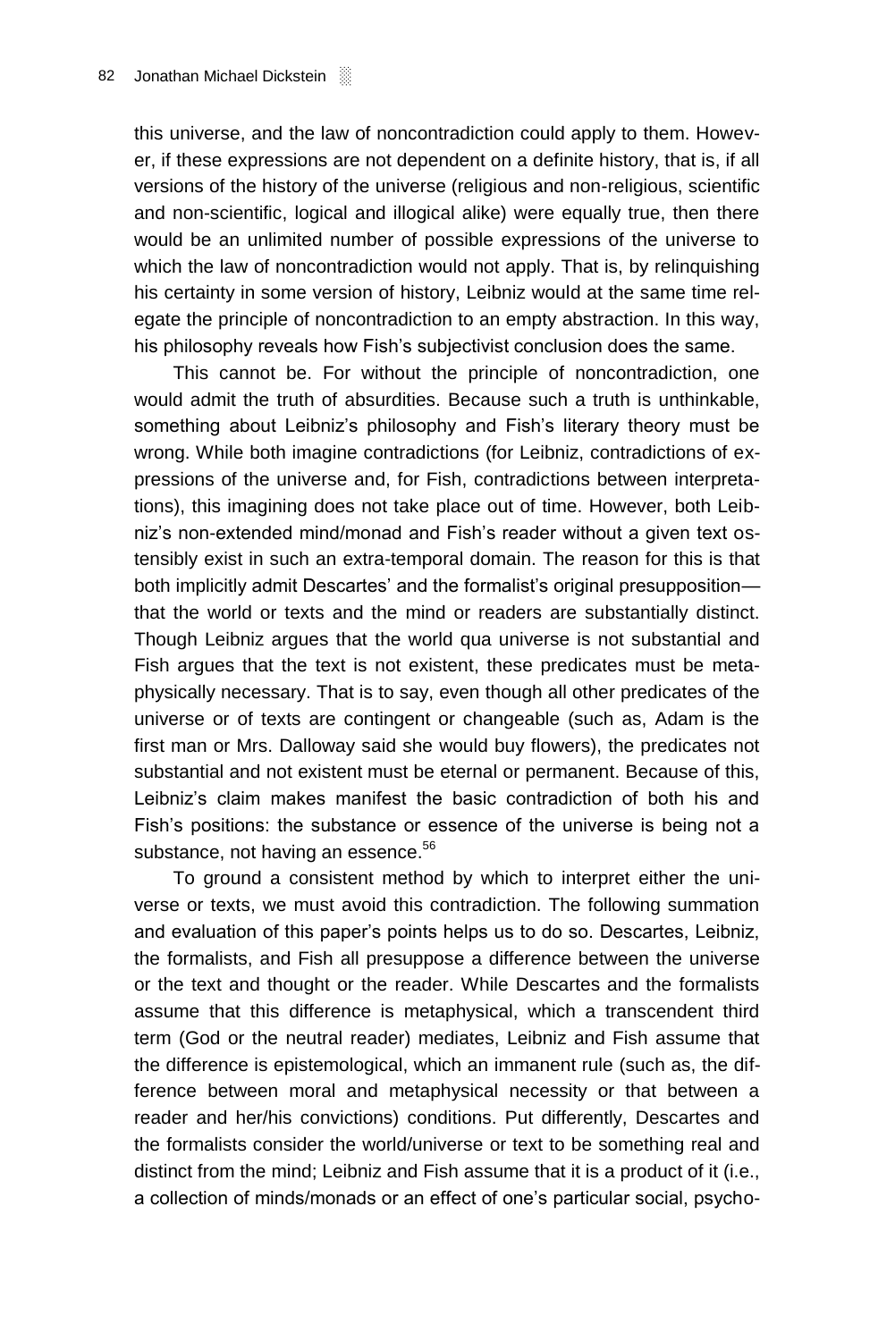this universe, and the law of noncontradiction could apply to them. However, if these expressions are not dependent on a definite history, that is, if all versions of the history of the universe (religious and non-religious, scientific and non-scientific, logical and illogical alike) were equally true, then there would be an unlimited number of possible expressions of the universe to which the law of noncontradiction would not apply. That is, by relinquishing his certainty in some version of history, Leibniz would at the same time relegate the principle of noncontradiction to an empty abstraction. In this way, his philosophy reveals how Fish's subjectivist conclusion does the same.

This cannot be. For without the principle of noncontradiction, one would admit the truth of absurdities. Because such a truth is unthinkable, something about Leibniz's philosophy and Fish's literary theory must be wrong. While both imagine contradictions (for Leibniz, contradictions of expressions of the universe and, for Fish, contradictions between interpretations), this imagining does not take place out of time. However, both Leibniz's non-extended mind/monad and Fish's reader without a given text ostensibly exist in such an extra-temporal domain. The reason for this is that both implicitly admit Descartes' and the formalist's original presupposition—that the world or texts and the mind or readers are substantially distinct. Though Leibniz argues that the world qua universe is not substantial and Fish argues that the text is not existent, these predicates must be metaphysically necessary. That is to say, even though all other predicates of the universe or of texts are contingent or changeable (such as, Adam is the first man or Mrs. Dalloway said she would buy flowers), the predicates not substantial and not existent must be eternal or permanent. Because of this, Leibniz's claim makes manifest the basic contradiction of both his and Fish's positions: the substance or essence of the universe is being not a substance, not having an essence.[56]

To ground a consistent method by which to interpret either the universe or texts, we must avoid this contradiction. The following summation and evaluation of this paper's points helps us to do so. Descartes, Leibniz, the formalists, and Fish all presuppose a difference between the universe or the text and thought or the reader. While Descartes and the formalists assume that this difference is metaphysical, which a transcendent third term (God or the neutral reader) mediates, Leibniz and Fish assume that the difference is epistemological, which an immanent rule (such as, the difference between moral and metaphysical necessity or that between a reader and her/his convictions) conditions. Put differently, Descartes and the formalists consider the world/universe or text to be something real and distinct from the mind; Leibniz and Fish assume that it is a product of it (i.e., a collection of minds/monads or an effect of one's particular social, psycho-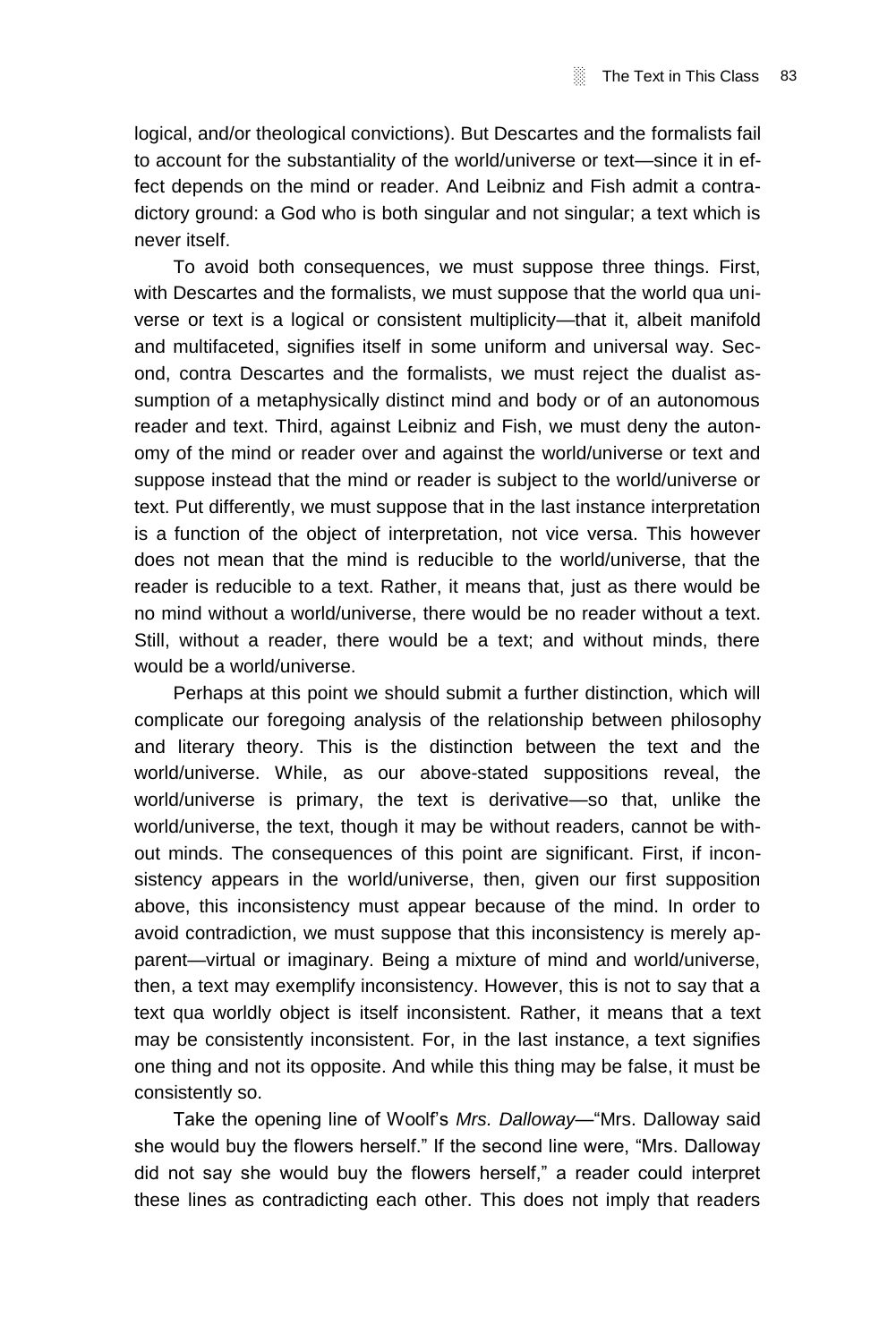logical, and/or theological convictions). But Descartes and the formalists fail to account for the substantiality of the world/universe or text—since it in effect depends on the mind or reader. And Leibniz and Fish admit a contradictory ground: a God who is both singular and not singular; a text which is never itself.

To avoid both consequences, we must suppose three things. First, with Descartes and the formalists, we must suppose that the world qua universe or text is a logical or consistent multiplicity—that it, albeit manifold and multifaceted, signifies itself in some uniform and universal way. Second, contra Descartes and the formalists, we must reject the dualist assumption of a metaphysically distinct mind and body or of an autonomous reader and text. Third, against Leibniz and Fish, we must deny the autonomy of the mind or reader over and against the world/universe or text and suppose instead that the mind or reader is subject to the world/universe or text. Put differently, we must suppose that in the last instance interpretation is a function of the object of interpretation, not vice versa. This however does not mean that the mind is reducible to the world/universe, that the reader is reducible to a text. Rather, it means that, just as there would be no mind without a world/universe, there would be no reader without a text. Still, without a reader, there would be a text; and without minds, there would be a world/universe.

Perhaps at this point we should submit a further distinction, which will complicate our foregoing analysis of the relationship between philosophy and literary theory. This is the distinction between the text and the world/universe. While, as our above-stated suppositions reveal, the world/universe is primary, the text is derivative—so that, unlike the world/universe, the text, though it may be without readers, cannot be without minds. The consequences of this point are significant. First, if inconsistency appears in the world/universe, then, given our first supposition above, this inconsistency must appear because of the mind. In order to avoid contradiction, we must suppose that this inconsistency is merely apparent—virtual or imaginary. Being a mixture of mind and world/universe, then, a text may exemplify inconsistency. However, this is not to say that a text qua worldly object is itself inconsistent. Rather, it means that a text may be consistently inconsistent. For, in the last instance, a text signifies one thing and not its opposite. And while this thing may be false, it must be consistently so.

Take the opening line of Woolf's *Mrs. Dalloway*—"Mrs. Dalloway said she would buy the flowers herself." If the second line were, "Mrs. Dalloway did not say she would buy the flowers herself," a reader could interpret these lines as contradicting each other. This does not imply that readers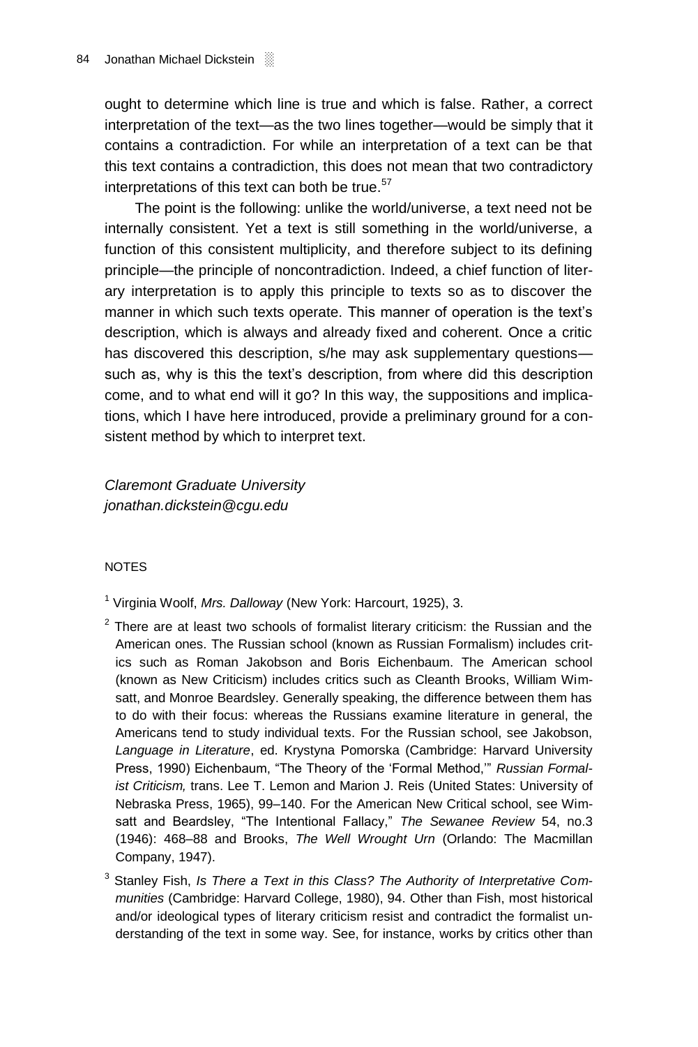ought to determine which line is true and which is false. Rather, a correct interpretation of the text—as the two lines together—would be simply that it contains a contradiction. For while an interpretation of a text can be that this text contains a contradiction, this does not mean that two contradictory interpretations of this text can both be true.[57]

The point is the following: unlike the world/universe, a text need not be internally consistent. Yet a text is still something in the world/universe, a function of this consistent multiplicity, and therefore subject to its defining principle—the principle of noncontradiction. Indeed, a chief function of literary interpretation is to apply this principle to texts so as to discover the manner in which such texts operate. This manner of operation is the text's description, which is always and already fixed and coherent. Once a critic has discovered this description, s/he may ask supplementary questions—such as, why is this the text's description, from where did this description come, and to what end will it go? In this way, the suppositions and implications, which I have here introduced, provide a preliminary ground for a consistent method by which to interpret text.

*Claremont Graduate University*
*jonathan.dickstein@cgu.edu*

NOTES

[1] Virginia Woolf, *Mrs. Dalloway* (New York: Harcourt, 1925), 3.

[2] There are at least two schools of formalist literary criticism: the Russian and the American ones. The Russian school (known as Russian Formalism) includes critics such as Roman Jakobson and Boris Eichenbaum. The American school (known as New Criticism) includes critics such as Cleanth Brooks, William Wimsatt, and Monroe Beardsley. Generally speaking, the difference between them has to do with their focus: whereas the Russians examine literature in general, the Americans tend to study individual texts. For the Russian school, see Jakobson, *Language in Literature*, ed. Krystyna Pomorska (Cambridge: Harvard University Press, 1990) Eichenbaum, "The Theory of the 'Formal Method,'" *Russian Formalist Criticism,* trans. Lee T. Lemon and Marion J. Reis (United States: University of Nebraska Press, 1965), 99–140. For the American New Critical school, see Wimsatt and Beardsley, "The Intentional Fallacy," *The Sewanee Review* 54, no.3 (1946): 468–88 and Brooks, *The Well Wrought Urn* (Orlando: The Macmillan Company, 1947).

[3] Stanley Fish, *Is There a Text in this Class? The Authority of Interpretative Communities* (Cambridge: Harvard College, 1980), 94. Other than Fish, most historical and/or ideological types of literary criticism resist and contradict the formalist understanding of the text in some way. See, for instance, works by critics other than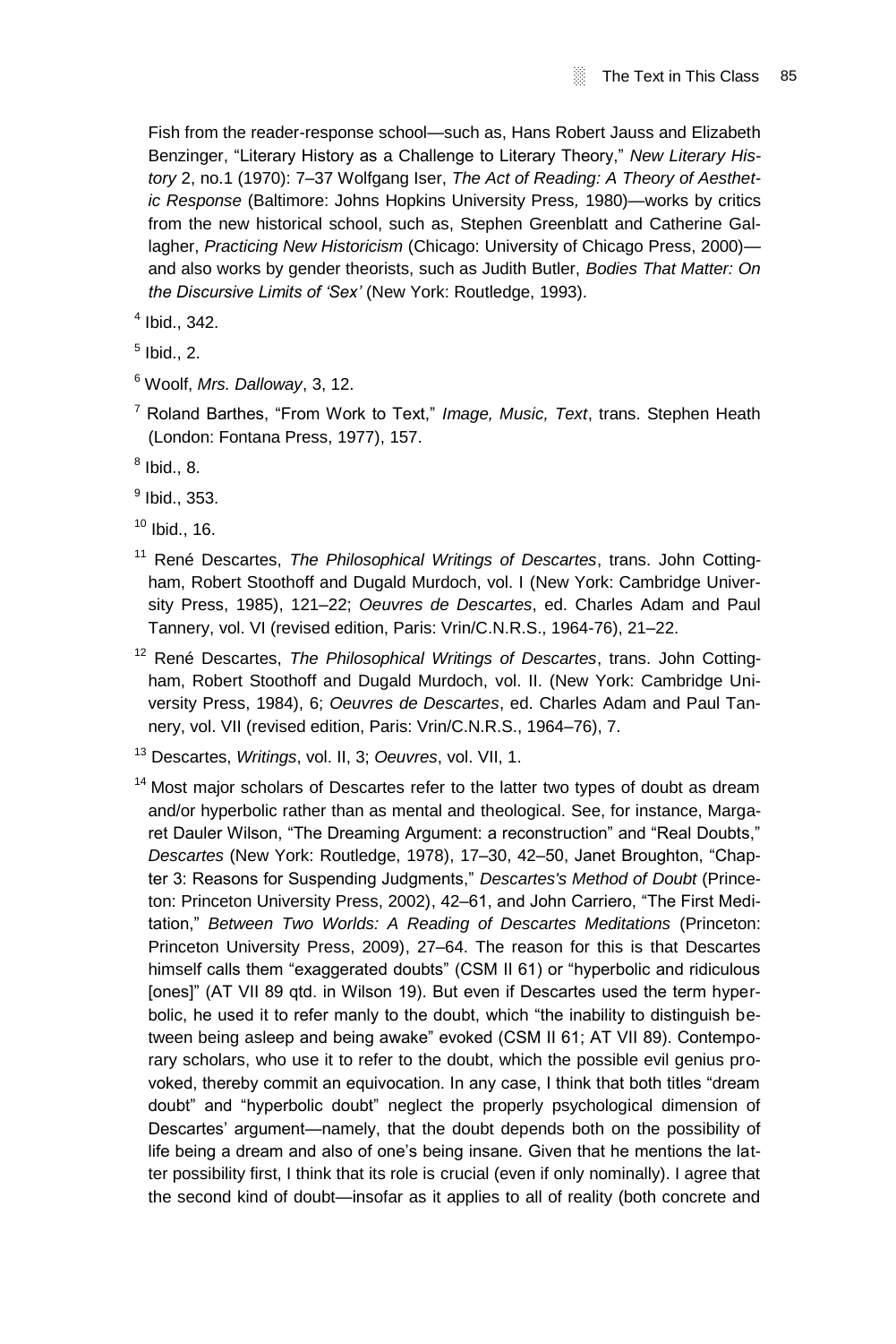Fish from the reader-response school—such as, Hans Robert Jauss and Elizabeth Benzinger, "Literary History as a Challenge to Literary Theory," *New Literary History* 2, no.1 (1970): 7–37 Wolfgang Iser, *The Act of Reading: A Theory of Aesthetic Response* (Baltimore: Johns Hopkins University Press, 1980)—works by critics from the new historical school, such as, Stephen Greenblatt and Catherine Gallagher, *Practicing New Historicism* (Chicago: University of Chicago Press, 2000)—and also works by gender theorists, such as Judith Butler, *Bodies That Matter: On the Discursive Limits of 'Sex'* (New York: Routledge, 1993).

[4] Ibid., 342.

[5] Ibid., 2.

[6] Woolf, *Mrs. Dalloway*, 3, 12.

[7] Roland Barthes, "From Work to Text," *Image, Music, Text*, trans. Stephen Heath (London: Fontana Press, 1977), 157.

[8] Ibid., 8.

[9] Ibid., 353.

[10] Ibid., 16.

[11] René Descartes, *The Philosophical Writings of Descartes*, trans. John Cottingham, Robert Stoothoff and Dugald Murdoch, vol. I (New York: Cambridge University Press, 1985), 121–22; *Oeuvres de Descartes*, ed. Charles Adam and Paul Tannery, vol. VI (revised edition, Paris: Vrin/C.N.R.S., 1964-76), 21–22.

[12] René Descartes, *The Philosophical Writings of Descartes*, trans. John Cottingham, Robert Stoothoff and Dugald Murdoch, vol. II. (New York: Cambridge University Press, 1984), 6; *Oeuvres de Descartes*, ed. Charles Adam and Paul Tannery, vol. VII (revised edition, Paris: Vrin/C.N.R.S., 1964–76), 7.

[13] Descartes, *Writings*, vol. II, 3; *Oeuvres*, vol. VII, 1.

[14] Most major scholars of Descartes refer to the latter two types of doubt as dream and/or hyperbolic rather than as mental and theological. See, for instance, Margaret Dauler Wilson, "The Dreaming Argument: a reconstruction" and "Real Doubts," *Descartes* (New York: Routledge, 1978), 17–30, 42–50, Janet Broughton, "Chapter 3: Reasons for Suspending Judgments," *Descartes's Method of Doubt* (Princeton: Princeton University Press, 2002), 42–61, and John Carriero, "The First Meditation," *Between Two Worlds: A Reading of Descartes Meditations* (Princeton: Princeton University Press, 2009), 27–64. The reason for this is that Descartes himself calls them "exaggerated doubts" (CSM II 61) or "hyperbolic and ridiculous [ones]" (AT VII 89 qtd. in Wilson 19). But even if Descartes used the term hyperbolic, he used it to refer manly to the doubt, which "the inability to distinguish between being asleep and being awake" evoked (CSM II 61; AT VII 89). Contemporary scholars, who use it to refer to the doubt, which the possible evil genius provoked, thereby commit an equivocation. In any case, I think that both titles "dream doubt" and "hyperbolic doubt" neglect the properly psychological dimension of Descartes' argument—namely, that the doubt depends both on the possibility of life being a dream and also of one's being insane. Given that he mentions the latter possibility first, I think that its role is crucial (even if only nominally). I agree that the second kind of doubt—insofar as it applies to all of reality (both concrete and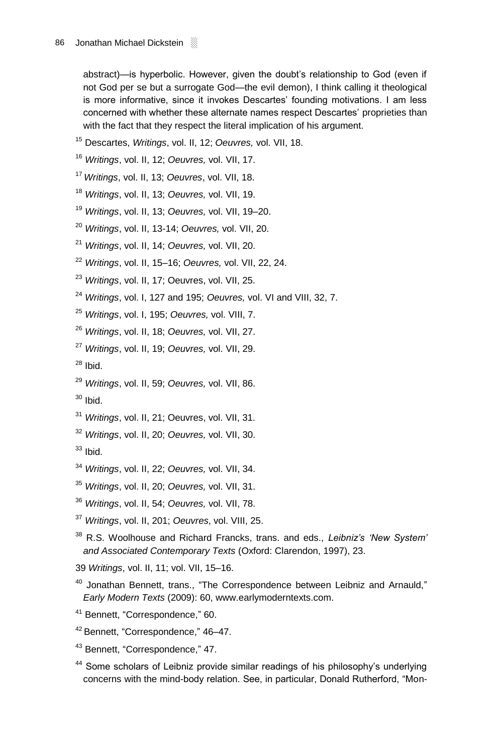abstract)—is hyperbolic. However, given the doubt's relationship to God (even if not God per se but a surrogate God—the evil demon), I think calling it theological is more informative, since it invokes Descartes' founding motivations. I am less concerned with whether these alternate names respect Descartes' proprieties than with the fact that they respect the literal implication of his argument.

[15] Descartes, *Writings*, vol. II, 12; *Oeuvres,* vol. VII, 18.

[16] *Writings*, vol. II, 12; *Oeuvres,* vol. VII, 17.

[17] *Writings*, vol. II, 13; *Oeuvres*, vol. VII, 18.

[18] *Writings*, vol. II, 13; *Oeuvres,* vol. VII, 19.

[19] *Writings*, vol. II, 13; *Oeuvres,* vol. VII, 19–20.

[20] *Writings*, vol. II, 13-14; *Oeuvres,* vol. VII, 20.

[21] *Writings*, vol. II, 14; *Oeuvres,* vol. VII, 20.

[22] *Writings*, vol. II, 15–16; *Oeuvres,* vol. VII, 22, 24.

[23] *Writings*, vol. II, 17; Oeuvres, vol. VII, 25.

[24] *Writings*, vol. I, 127 and 195; *Oeuvres,* vol. VI and VIII, 32, 7.

[25] *Writings*, vol. I, 195; *Oeuvres,* vol. VIII, 7.

[26] *Writings*, vol. II, 18; *Oeuvres,* vol. VII, 27.

[27] *Writings*, vol. II, 19; *Oeuvres,* vol. VII, 29.

[28] Ibid.

[29] *Writings*, vol. II, 59; *Oeuvres,* vol. VII, 86.

[30] Ibid.

[31] *Writings*, vol. II, 21; Oeuvres, vol. VII, 31.

[32] *Writings*, vol. II, 20; *Oeuvres,* vol. VII, 30.

[33] Ibid.

[34] *Writings*, vol. II, 22; *Oeuvres,* vol. VII, 34.

[35] *Writings*, vol. II, 20; *Oeuvres,* vol. VII, 31.

[36] *Writings*, vol. II, 54; *Oeuvres,* vol. VII, 78.

[37] *Writings*, vol. II, 201; *Oeuvres*, vol. VIII, 25.

[38] R.S. Woolhouse and Richard Francks, trans. and eds., *Leibniz's 'New System' and Associated Contemporary Texts* (Oxford: Clarendon, 1997), 23.

39 *Writings*, vol. II, 11; vol. VII, 15–16.

[40] Jonathan Bennett, trans., "The Correspondence between Leibniz and Arnauld," *Early Modern Texts* (2009): 60, www.earlymoderntexts.com.

[41] Bennett, "Correspondence," 60.

[42] Bennett, "Correspondence," 46–47.

[43] Bennett, "Correspondence," 47.

[44] Some scholars of Leibniz provide similar readings of his philosophy's underlying concerns with the mind-body relation. See, in particular, Donald Rutherford, "Mon-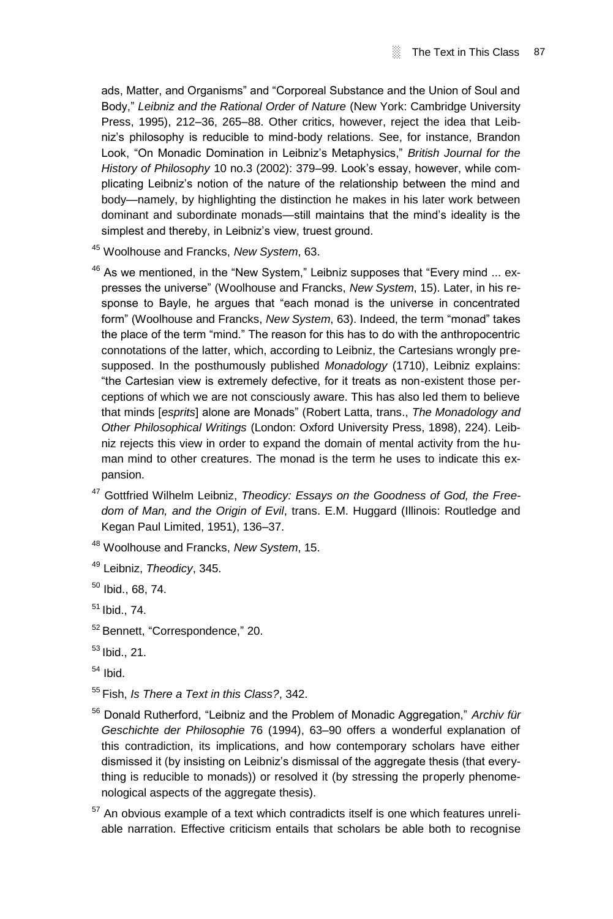ads, Matter, and Organisms" and "Corporeal Substance and the Union of Soul and Body," *Leibniz and the Rational Order of Nature* (New York: Cambridge University Press, 1995), 212–36, 265–88. Other critics, however, reject the idea that Leibniz's philosophy is reducible to mind-body relations. See, for instance, Brandon Look, "On Monadic Domination in Leibniz's Metaphysics," *British Journal for the History of Philosophy* 10 no.3 (2002): 379–99. Look's essay, however, while complicating Leibniz's notion of the nature of the relationship between the mind and body—namely, by highlighting the distinction he makes in his later work between dominant and subordinate monads—still maintains that the mind's ideality is the simplest and thereby, in Leibniz's view, truest ground.

[45] Woolhouse and Francks, *New System*, 63.

[46] As we mentioned, in the "New System," Leibniz supposes that "Every mind ... expresses the universe" (Woolhouse and Francks, *New System*, 15). Later, in his response to Bayle, he argues that "each monad is the universe in concentrated form" (Woolhouse and Francks, *New System*, 63). Indeed, the term "monad" takes the place of the term "mind." The reason for this has to do with the anthropocentric connotations of the latter, which, according to Leibniz, the Cartesians wrongly presupposed. In the posthumously published *Monadology* (1710), Leibniz explains: "the Cartesian view is extremely defective, for it treats as non-existent those perceptions of which we are not consciously aware. This has also led them to believe that minds [*esprits*] alone are Monads" (Robert Latta, trans., *The Monadology and Other Philosophical Writings* (London: Oxford University Press, 1898), 224). Leibniz rejects this view in order to expand the domain of mental activity from the human mind to other creatures. The monad is the term he uses to indicate this expansion.

[47] Gottfried Wilhelm Leibniz, *Theodicy: Essays on the Goodness of God, the Freedom of Man, and the Origin of Evil*, trans. E.M. Huggard (Illinois: Routledge and Kegan Paul Limited, 1951), 136–37.

[48] Woolhouse and Francks, *New System*, 15.

[49] Leibniz, *Theodicy*, 345.

[50] Ibid., 68, 74.

[51] Ibid., 74.

[52] Bennett, "Correspondence," 20.

[53] Ibid., 21.

[54] Ibid.

[55] Fish, *Is There a Text in this Class?*, 342.

[56] Donald Rutherford, "Leibniz and the Problem of Monadic Aggregation," *Archiv für Geschichte der Philosophie* 76 (1994), 63–90 offers a wonderful explanation of this contradiction, its implications, and how contemporary scholars have either dismissed it (by insisting on Leibniz's dismissal of the aggregate thesis (that everything is reducible to monads)) or resolved it (by stressing the properly phenomenological aspects of the aggregate thesis).

[57] An obvious example of a text which contradicts itself is one which features unreliable narration. Effective criticism entails that scholars be able both to recognise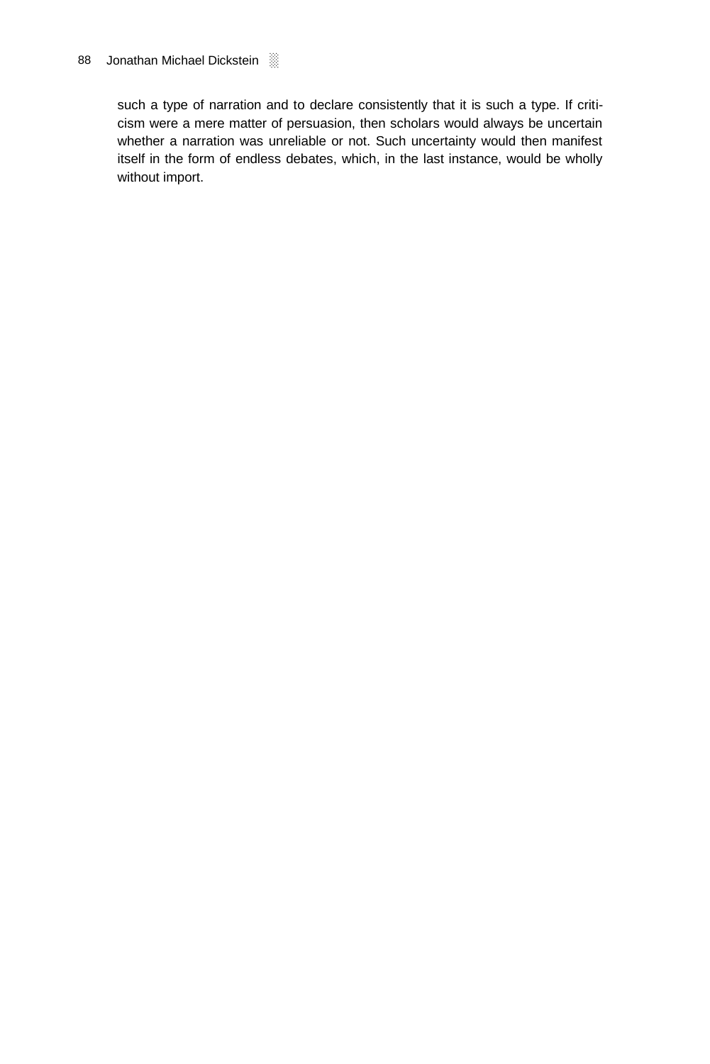such a type of narration and to declare consistently that it is such a type. If criticism were a mere matter of persuasion, then scholars would always be uncertain whether a narration was unreliable or not. Such uncertainty would then manifest itself in the form of endless debates, which, in the last instance, would be wholly without import.